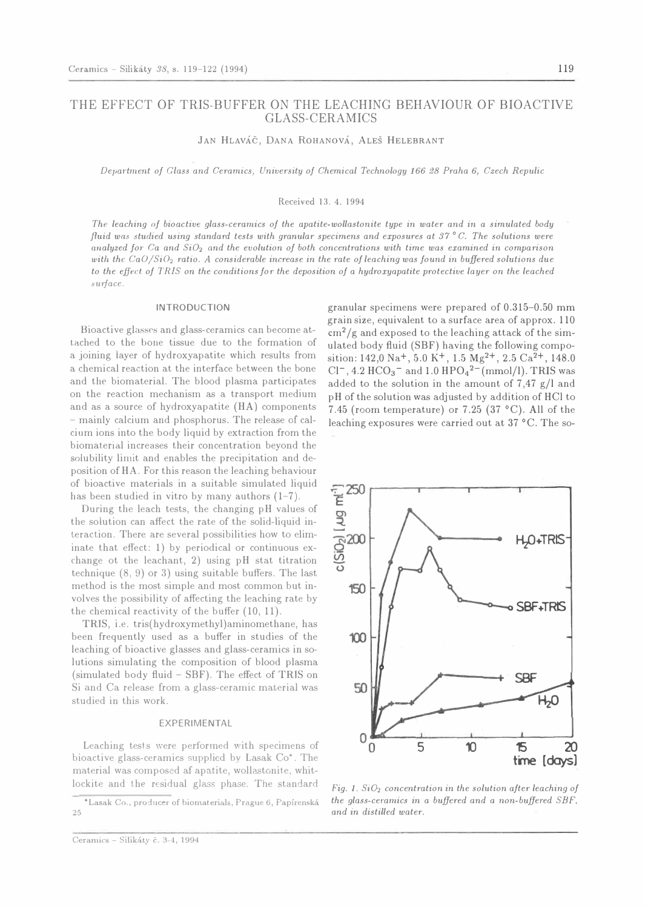# THE EFFECT OF TRIS-BUFFER ON THE LEACHING BEHAVIOUR OF BIOACTIVE GLASS-CERAMICS

Jan Hlaváč, Dana Rohanová, Aleš Helebrant

*Department of Glass and Ceramics, University of Chemical Technology 166 28 Praha 6, Czech Repulic*

Received 13. 4. 1994

*The leaching of bioactive glass-ceramics of the apatite-wollastonite type in water and in a simulated body fluid was studied using standard tests with granular specimens and exposures at 37 °C. The solutions were analyzed for Ca and $SiO_2$ and the evolution of both concentrations with time was examined in comparison with the $CaO/SiO_2$ ratio. A considerable increase in the rate of leaching was found in buffered solutions due to the effect of TRIS on the conditions for the deposition of a hydroxyapatite protective layer on the leached surface.*

## INTRODUCTION

Bioactive glasses and glass-ceramics can become attached to the bone tissue due to the formation of a joining layer of hydroxyapatite which results from a chemical reaction at the interface between the bone and the biomaterial. The blood plasma participates on the reaction mechanism as a transport medium and as a source of hydroxyapatite (HA) components – mainly calcium and phosphorus. The release of calcium ions into the body liquid by extraction from the biomaterial increases their concentration beyond the solubility limit and enables the precipitation and deposition of HA. For this reason the leaching behaviour of bioactive materials in a suitable simulated liquid has been studied in vitro by many authors (1–7).

During the leach tests, the changing pH values of the solution can affect the rate of the solid-liquid interaction. There are several possibilities how to eliminate that effect: 1) by periodical or continuous exchange ot the leachant, 2) using pH stat titration technique (8, 9) or 3) using suitable buffers. The last method is the most simple and most common but involves the possibility of affecting the leaching rate by the chemical reactivity of the buffer (10, 11).

TRIS, i.e. tris(hydroxymethyl)aminomethane, has been frequently used as a buffer in studies of the leaching of bioactive glasses and glass-ceramics in solutions simulating the composition of blood plasma (simulated body fluid – SBF). The effect of TRIS on Si and Ca release from a glass-ceramic material was studied in this work.

## EXPERIMENTAL

Leaching tests were performed with specimens of bioactive glass-ceramics supplied by Lasak Co*. The material was composed af apatite, wollastonite, whitlockite and the residual glass phase. The standard granular specimens were prepared of 0.315–0.50 mm grain size, equivalent to a surface area of approx. 110 $cm^2/g$ and exposed to the leaching attack of the simulated body fluid (SBF) having the following composition: 142,0 $Na^+$, 5.0 $K^+$, 1.5 $Mg^{2+}$, 2.5 $Ca^{2+}$, 148.0 $Cl^-$, 4.2 $HCO_3^-$ and 1.0 $HPO_4^{2-}$(mmol/l). TRIS was added to the solution in the amount of 7,47 g/l and pH of the solution was adjusted by addition of HCl to 7.45 (room temperature) or 7.25 (37 °C). All of the leaching exposures were carried out at 37 °C. The so-

*Lasak Co., producer of biomaterials, Prague 6, Papírenská 25

c(SiO2) [μg ml⁻¹]
250
200
150
100
50
0
0 5 10 15 20
time [days]
H2O+TRIS
SBF+TRIS
SBF
H2O

*Fig. 1. $SiO_2$ concentration in the solution after leaching of the glass-ceramics in a buffered and a non-buffered SBF, and in distilled water.*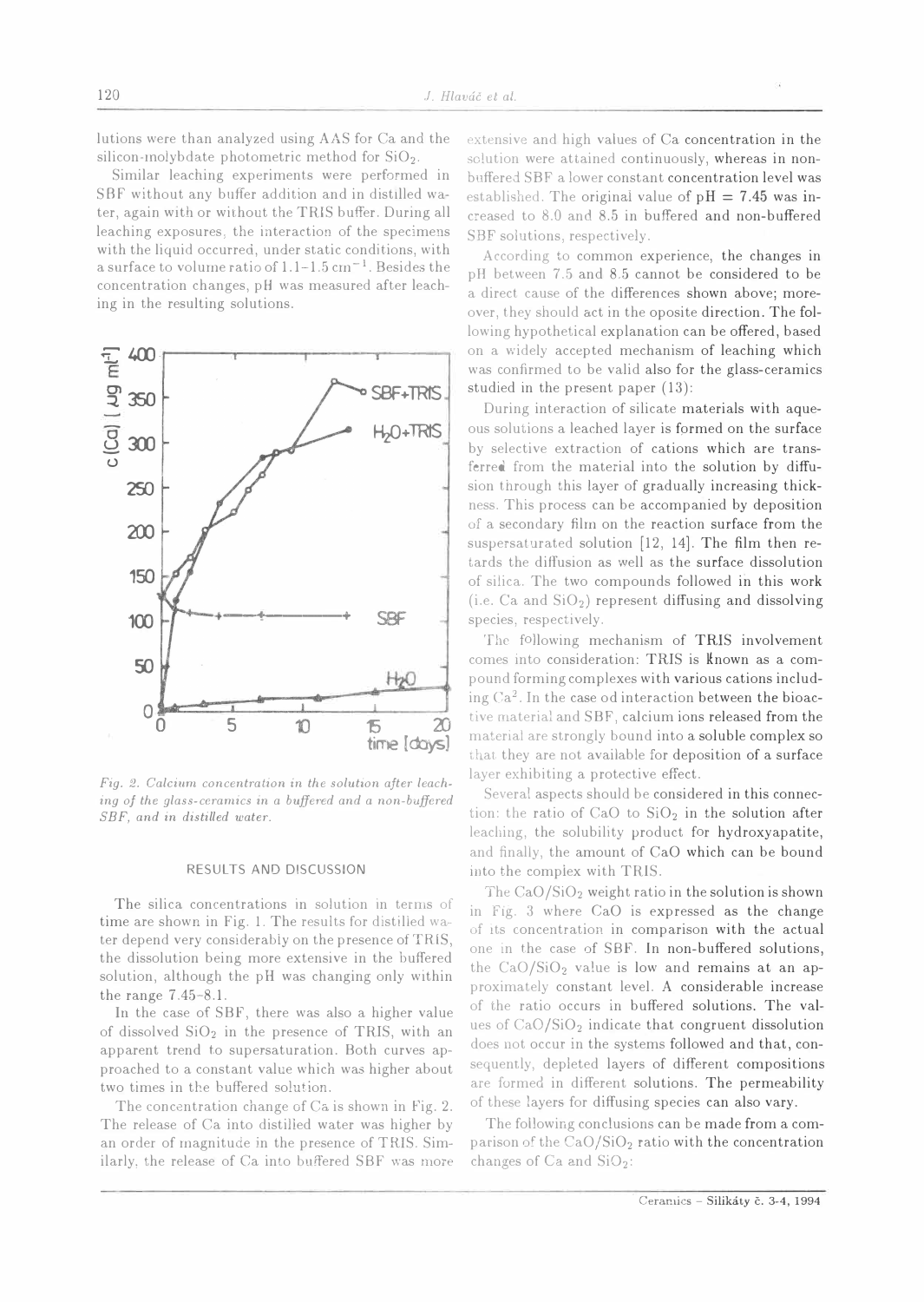lutions were than analyzed using AAS for Ca and the silicon-molybdate photometric method for $SiO_2$.

Similar leaching experiments were performed in SBF without any buffer addition and in distilled water, again with or without the TRIS buffer. During all leaching exposures, the interaction of the specimens with the liquid occurred, under static conditions, with a surface to volume ratio of 1.1–1.5 $cm^{-1}$. Besides the concentration changes, pH was measured after leaching in the resulting solutions.

c(Ca) [μg ml$^{-1}$]

400
350
300
250
200
150
100
50
0

0 5 10 15 20
time [days]

SBF+TRIS
$H_2O$+TRIS
SBF
$H_2O$

*Fig. 2. Calcium concentration in the solution after leaching of the glass-ceramics in a buffered and a non-buffered SBF, and in distilled water.*

## RESULTS AND DISCUSSION

The silica concentrations in solution in terms of time are shown in Fig. 1. The results for distilled water depend very considerably on the presence of TRIS, the dissolution being more extensive in the buffered solution, although the pH was changing only within the range 7.45–8.1.

In the case of SBF, there was also a higher value of dissolved $SiO_2$ in the presence of TRIS, with an apparent trend to supersaturation. Both curves approached to a constant value which was higher about two times in the buffered solution.

The concentration change of Ca is shown in Fig. 2. The release of Ca into distilled water was higher by an order of magnitude in the presence of TRIS. Similarly, the release of Ca into buffered SBF was more extensive and high values of Ca concentration in the solution were attained continuously, whereas in non-buffered SBF a lower constant concentration level was established. The original value of pH = 7.45 was increased to 8.0 and 8.5 in buffered and non-buffered SBF solutions, respectively.

According to common experience, the changes in pH between 7.5 and 8.5 cannot be considered to be a direct cause of the differences shown above; moreover, they should act in the oposite direction. The following hypothetical explanation can be offered, based on a widely accepted mechanism of leaching which was confirmed to be valid also for the glass-ceramics studied in the present paper (13):

During interaction of silicate materials with aqueous solutions a leached layer is formed on the surface by selective extraction of cations which are transferred from the material into the solution by diffusion through this layer of gradually increasing thickness. This process can be accompanied by deposition of a secondary film on the reaction surface from the suspersaturated solution [12, 14]. The film then retards the diffusion as well as the surface dissolution of silica. The two compounds followed in this work (i.e. Ca and $SiO_2$) represent diffusing and dissolving species, respectively.

The following mechanism of TRIS involvement comes into consideration: TRIS is known as a compound forming complexes with various cations including $Ca^2$. In the case od interaction between the bioactive material and SBF, calcium ions released from the material are strongly bound into a soluble complex so that they are not available for deposition of a surface layer exhibiting a protective effect.

Several aspects should be considered in this connection: the ratio of CaO to $SiO_2$ in the solution after leaching, the solubility product for hydroxyapatite, and finally, the amount of CaO which can be bound into the complex with TRIS.

The $CaO/SiO_2$ weight ratio in the solution is shown in Fig. 3 where CaO is expressed as the change of its concentration in comparison with the actual one in the case of SBF. In non-buffered solutions, the $CaO/SiO_2$ value is low and remains at an approximately constant level. A considerable increase of the ratio occurs in buffered solutions. The values of $CaO/SiO_2$ indicate that congruent dissolution does not occur in the systems followed and that, consequently, depleted layers of different compositions are formed in different solutions. The permeability of these layers for diffusing species can also vary.

The following conclusions can be made from a comparison of the $CaO/SiO_2$ ratio with the concentration changes of Ca and $SiO_2$: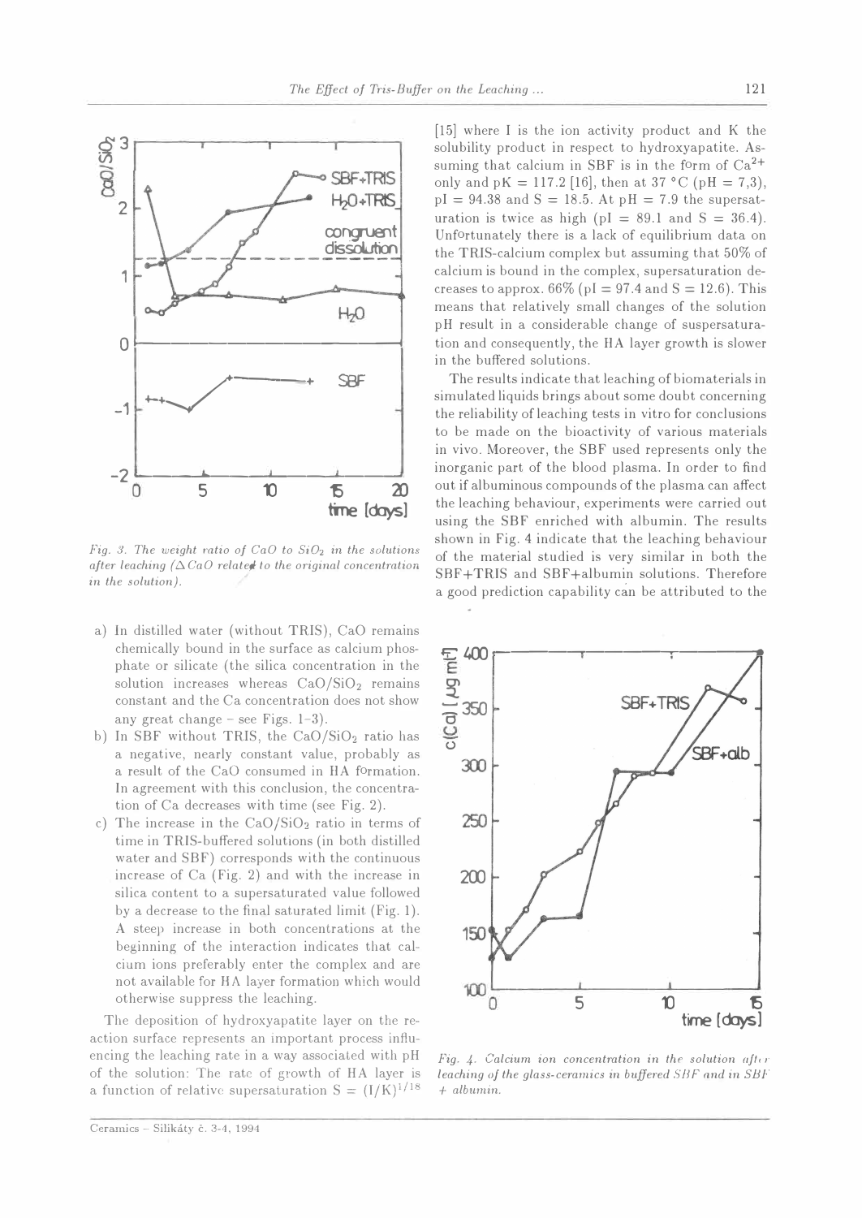CaO/SiO$_2$

3

2

1

0

-1

-2

0 5 10 15 20

time [days]

SBF+TRIS

H$_2$O+TRIS

congruent dissolution

H$_2$O

SBF

*Fig. 3. The weight ratio of CaO to SiO$_2$ in the solutions after leaching ($\Delta$CaO related to the original concentration in the solution).*

a) In distilled water (without TRIS), CaO remains chemically bound in the surface as calcium phosphate or silicate (the silica concentration in the solution increases whereas CaO/SiO$_2$ remains constant and the Ca concentration does not show any great change – see Figs. 1–3).

b) In SBF without TRIS, the CaO/SiO$_2$ ratio has a negative, nearly constant value, probably as a result of the CaO consumed in HA formation. In agreement with this conclusion, the concentration of Ca decreases with time (see Fig. 2).

c) The increase in the CaO/SiO$_2$ ratio in terms of time in TRIS-buffered solutions (in both distilled water and SBF) corresponds with the continuous increase of Ca (Fig. 2) and with the increase in silica content to a supersaturated value followed by a decrease to the final saturated limit (Fig. 1). A steep increase in both concentrations at the beginning of the interaction indicates that calcium ions preferably enter the complex and are not available for HA layer formation which would otherwise suppress the leaching.

The deposition of hydroxyapatite layer on the reaction surface represents an important process influencing the leaching rate in a way associated with pH of the solution: The rate of growth of HA layer is a function of relative supersaturation $S = (I/K)^{1/18}$ [15] where I is the ion activity product and K the solubility product in respect to hydroxyapatite. Assuming that calcium in SBF is in the form of $Ca^{2+}$ only and pK = 117.2 [16], then at 37 °C (pH = 7,3), pI = 94.38 and S = 18.5. At pH = 7.9 the supersaturation is twice as high (pI = 89.1 and S = 36.4). Unfortunately there is a lack of equilibrium data on the TRIS-calcium complex but assuming that 50% of calcium is bound in the complex, supersaturation decreases to approx. 66% (pI = 97.4 and S = 12.6). This means that relatively small changes of the solution pH result in a considerable change of suspersaturation and consequently, the HA layer growth is slower in the buffered solutions.

The results indicate that leaching of biomaterials in simulated liquids brings about some doubt concerning the reliability of leaching tests in vitro for conclusions to be made on the bioactivity of various materials in vivo. Moreover, the SBF used represents only the inorganic part of the blood plasma. In order to find out if albuminous compounds of the plasma can affect the leaching behaviour, experiments were carried out using the SBF enriched with albumin. The results shown in Fig. 4 indicate that the leaching behaviour of the material studied is very similar in both the SBF+TRIS and SBF+albumin solutions. Therefore a good prediction capability can be attributed to the

c(Ca) [μg ml$^{-1}$]

400

350

300

250

200

150

100

0 5 10 15

time [days]

SBF+TRIS

SBF+alb

*Fig. 4. Calcium ion concentration in the solution after leaching of the glass-ceramics in buffered SBF and in SBF + albumin.*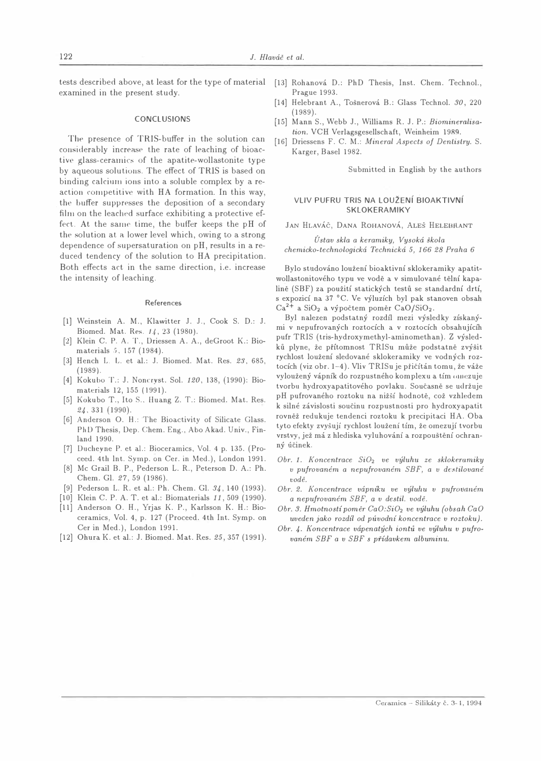tests described above, at least for the type of material examined in the present study.

## CONCLUSIONS

The presence of TRIS-buffer in the solution can considerably increase the rate of leaching of bioactive glass-ceramics of the apatite-wollastonite type by aqueous solutions. The effect of TRIS is based on binding calcium ions into a soluble complex by a reaction competitive with HA formation. In this way, the buffer suppresses the deposition of a secondary film on the leached surface exhibiting a protective effect. At the same time, the buffer keeps the pH of the solution at a lower level which, owing to a strong dependence of supersaturation on pH, results in a reduced tendency of the solution to HA precipitation. Both effects act in the same direction, i.e. increase the intensity of leaching.

### References

[1] Weinstein A. M., Klawitter J. J., Cook S. D.: J. Biomed. Mat. Res. *14*, 23 (1980).

[2] Klein C. P. A. T., Driessen A. A., deGroot K.: Biomaterials 5, 157 (1984).

[3] Hench L. L. et al.: J. Biomed. Mat. Res. *23*, 685, (1989).

[4] Kokubo T.: J. Noncryst. Sol. *120*, 138, (1990): Biomaterials 12, 155 (1991).

[5] Kokubo T., Ito S., Huang Z. T.: Biomed. Mat. Res. *24*, 331 (1990).

[6] Anderson O. H.: The Bioactivity of Silicate Glass. PhD Thesis, Dep. Chem. Eng., Abo Akad. Univ., Finland 1990.

[7] Ducheyne P. et al.: Bioceramics, Vol. 4 p. 135. (Proceed. 4th Int. Symp. on Cer. in Med.), London 1991.

[8] Mc Grail B. P., Pederson L. R., Peterson D. A.: Ph. Chem. Gl. *27*, 59 (1986).

[9] Pederson L. R. et al.: Ph. Chem. Gl. *34*, 140 (1993).

[10] Klein C. P. A. T. et al.: Biomaterials *11*, 509 (1990).

[11] Anderson O. H., Yrjas K. P., Karlsson K. H.: Bioceramics, Vol. 4, p. 127 (Proceed. 4th Int. Symp. on Cer in Med.), London 1991.

[12] Ohura K. et al.: J. Biomed. Mat. Res. *25*, 357 (1991).

[13] Rohanová D.: PhD Thesis, Inst. Chem. Technol., Prague 1993.

[14] Helebrant A., Tošnerová B.: Glass Technol. *30*, 220 (1989).

[15] Mann S., Webb J., Williams R. J. P.: *Biomineralisation*. VCH Verlagsgesellschaft, Weinheim 1989.

[16] Driessens F. C. M.: *Mineral Aspects of Dentistry*. S. Karger, Basel 1982.

Submitted in English by the authors

## VLIV PUFRU TRIS NA LOUŽENÍ BIOAKTIVNÍ SKLOKERAMIKY

JAN HLAVÁČ, DANA ROHANOVÁ, ALEŠ HELEBRANT

*Ústav skla a keramiky, Vysoká škola chemicko-technologická Technická 5, 166 28 Praha 6*

Bylo studováno loužení bioaktivní sklokeramiky apatit-wollastonitového typu ve vodě a v simulované tělní kapalině (SBF) za použití statických testů se standardní drtí, s expozicí na 37 °C. Ve výluzích byl pak stanoven obsah $Ca^{2+}$ a $SiO_2$ a výpočtem poměr $CaO/SiO_2$.

Byl nalezen podstatný rozdíl mezi výsledky získanými v nepufrovaných roztocích a v roztocích obsahujícíh pufr TRIS (tris-hydroxymethyl-aminomethan). Z výsledků plyne, že přítomnost TRISu může podstatně zvýšit rychlost loužení sledované sklokeramiky ve vodných roztocích (viz obr. 1-4). Vliv TRISu je přičítán tomu, že váže vyloužený vápník do rozpustného komplexu a tím omezuje tvorbu hydroxyapatitového povlaku. Současně se udržuje pH pufrovaného roztoku na nižší hodnotě, což vzhledem k silné závislosti součinu rozpustnosti pro hydroxyapatit rovněž redukuje tendenci roztoku k precipitaci HA. Oba tyto efekty zvyšují rychlost loužení tím, že omezují tvorbu vrstvy, jež má z hlediska vyluhování a rozpouštění ochranný účinek.

*Obr. 1. Koncentrace $SiO_2$ ve výluhu ze sklokeramiky v pufrovaném a nepufrovaném SBF, a v destilované vodě.*

*Obr. 2. Koncentrace vápníku ve výluhu v pufrovaném a nepufrovaném SBF, a v destil. vodě.*

*Obr. 3. Hmotnostní poměr $CaO:SiO_2$ ve výluhu (obsah CaO uveden jako rozdíl od původní koncentrace v roztoku).*

*Obr. 4. Koncentrace vápenatých iontů ve výluhu v pufrovaném SBF a v SBF s přídavkem albuminu.*